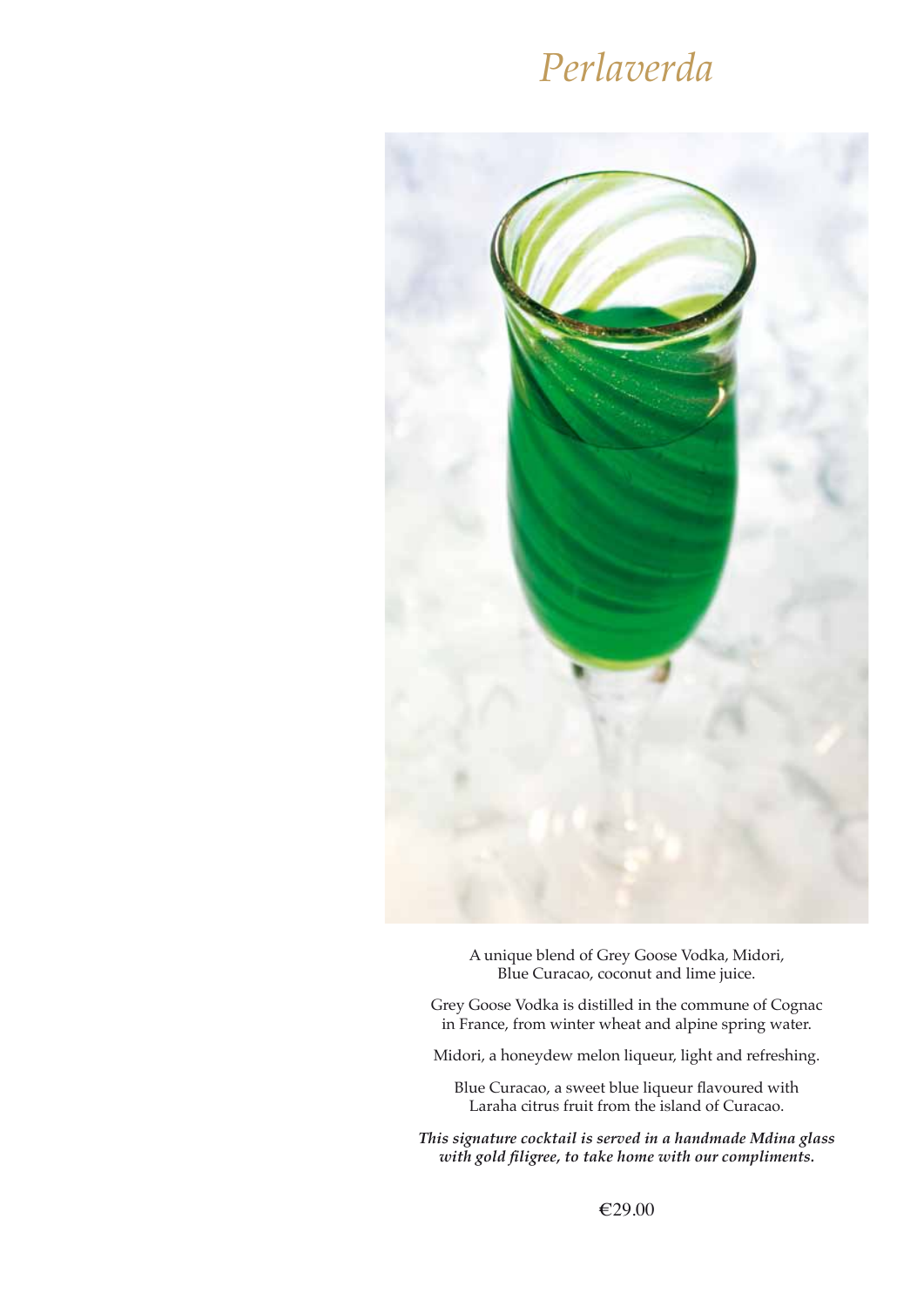# *Perlaverda*

A unique blend of Grey Goose Vodka, Midori, Blue Curacao, coconut and lime juice.

Grey Goose Vodka is distilled in the commune of Cognac in France, from winter wheat and alpine spring water.

Midori, a honeydew melon liqueur, light and refreshing.

Blue Curacao, a sweet blue liqueur flavoured with Laraha citrus fruit from the island of Curacao.

***This signature cocktail is served in a handmade Mdina glass with gold filigree, to take home with our compliments.***

€29.00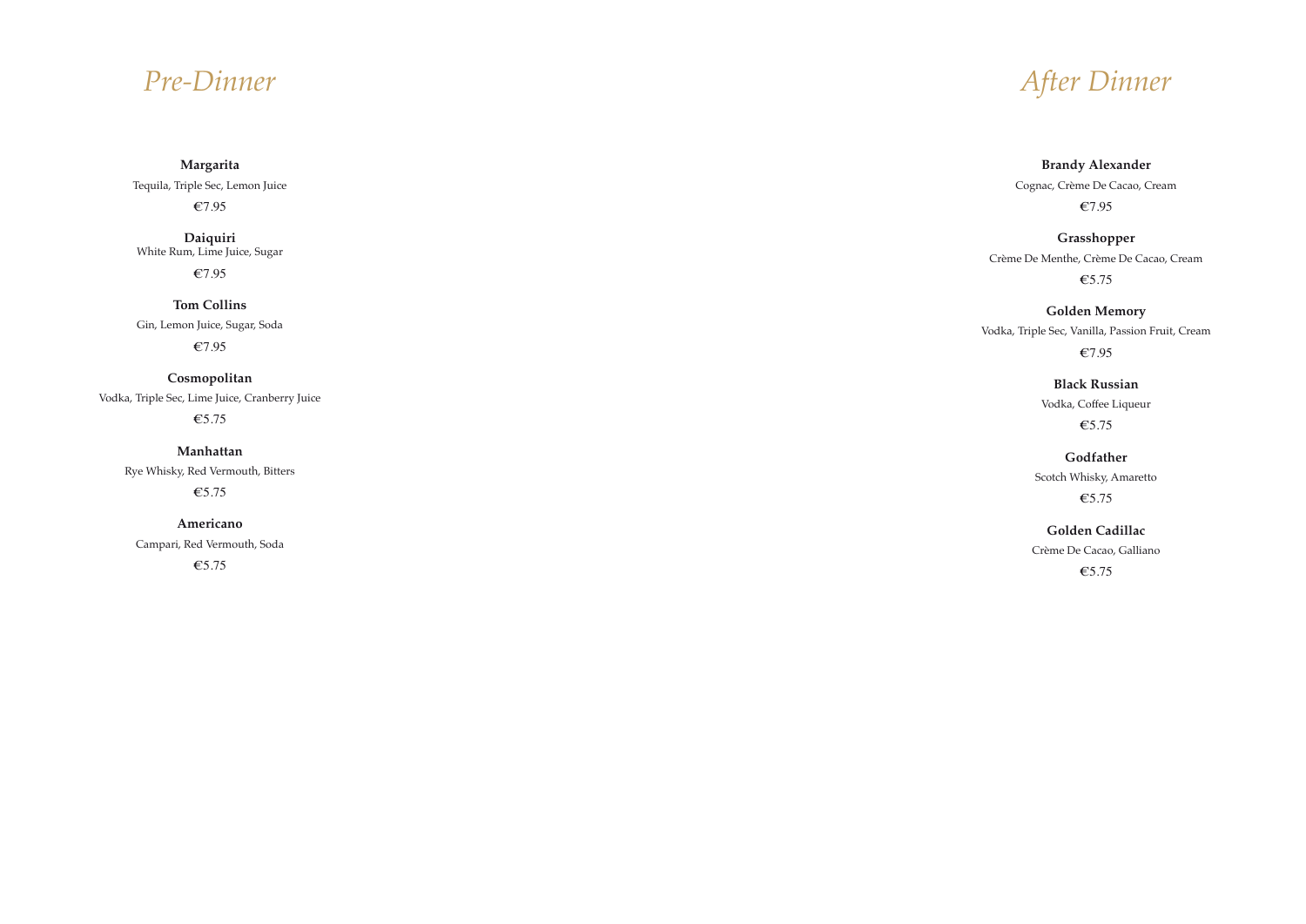## *Pre-Dinner*

**Margarita**

Tequila, Triple Sec, Lemon Juice

€7.95

**Daiquiri**

White Rum, Lime Juice, Sugar

€7.95

**Tom Collins**

Gin, Lemon Juice, Sugar, Soda

€7.95

**Cosmopolitan**

Vodka, Triple Sec, Lime Juice, Cranberry Juice

€5.75

**Manhattan**

Rye Whisky, Red Vermouth, Bitters

€5.75

**Americano**

Campari, Red Vermouth, Soda

€5.75

## *After Dinner*

**Brandy Alexander**

Cognac, Crème De Cacao, Cream

€7.95

**Grasshopper**

Crème De Menthe, Crème De Cacao, Cream

€5.75

**Golden Memory**

Vodka, Triple Sec, Vanilla, Passion Fruit, Cream

€7.95

**Black Russian**

Vodka, Coffee Liqueur

€5.75

**Godfather**

Scotch Whisky, Amaretto

€5.75

**Golden Cadillac**

Crème De Cacao, Galliano

€5.75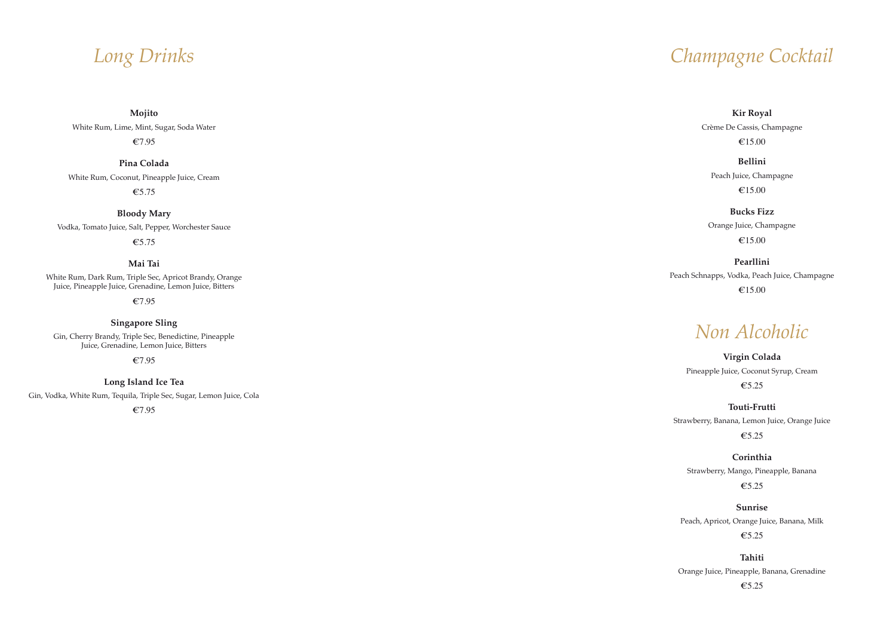# Long Drinks

**Mojito**

White Rum, Lime, Mint, Sugar, Soda Water

€7.95

**Pina Colada**

White Rum, Coconut, Pineapple Juice, Cream

€5.75

**Bloody Mary**

Vodka, Tomato Juice, Salt, Pepper, Worchester Sauce

€5.75

**Mai Tai**

White Rum, Dark Rum, Triple Sec, Apricot Brandy, Orange Juice, Pineapple Juice, Grenadine, Lemon Juice, Bitters

€7.95

**Singapore Sling**

Gin, Cherry Brandy, Triple Sec, Benedictine, Pineapple Juice, Grenadine, Lemon Juice, Bitters

€7.95

**Long Island Ice Tea**

Gin, Vodka, White Rum, Tequila, Triple Sec, Sugar, Lemon Juice, Cola

€7.95

# Champagne Cocktail

**Kir Royal**

Crème De Cassis, Champagne

€15.00

**Bellini**

Peach Juice, Champagne

€15.00

**Bucks Fizz**

Orange Juice, Champagne

€15.00

**Pearllini**

Peach Schnapps, Vodka, Peach Juice, Champagne

€15.00

# Non Alcoholic

**Virgin Colada**

Pineapple Juice, Coconut Syrup, Cream

€5.25

**Touti-Frutti**

Strawberry, Banana, Lemon Juice, Orange Juice

€5.25

**Corinthia**

Strawberry, Mango, Pineapple, Banana

€5.25

**Sunrise**

Peach, Apricot, Orange Juice, Banana, Milk

€5.25

**Tahiti**

Orange Juice, Pineapple, Banana, Grenadine

€5.25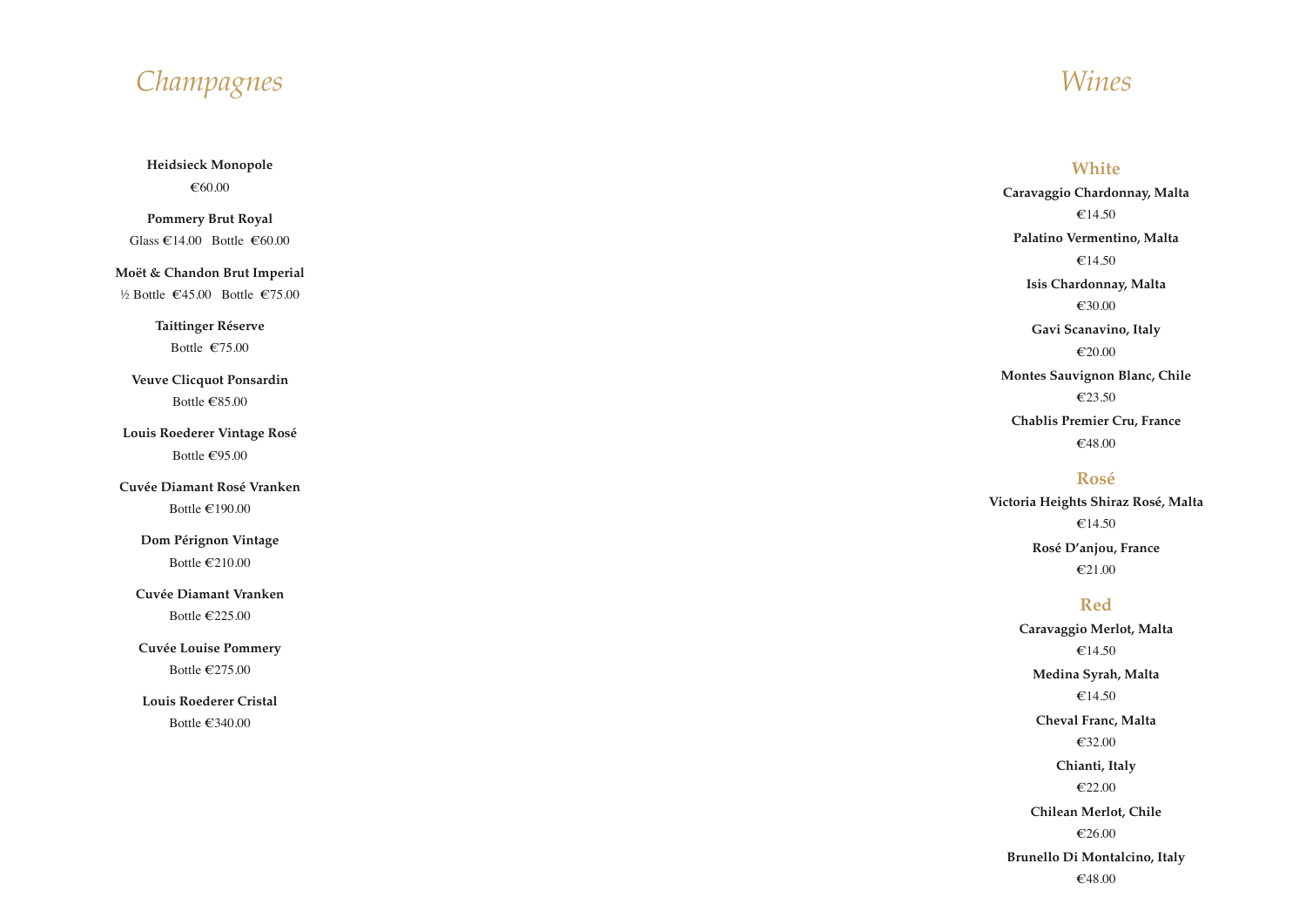# Champagnes

**Heidsieck Monopole**
€60.00

**Pommery Brut Royal**
Glass €14.00 Bottle €60.00

**Moët & Chandon Brut Imperial**
½ Bottle €45.00 Bottle €75.00

**Taittinger Réserve**
Bottle €75.00

**Veuve Clicquot Ponsardin**
Bottle €85.00

**Louis Roederer Vintage Rosé**
Bottle €95.00

**Cuvée Diamant Rosé Vranken**
Bottle €190.00

**Dom Pérignon Vintage**
Bottle €210.00

**Cuvée Diamant Vranken**
Bottle €225.00

**Cuvée Louise Pommery**
Bottle €275.00

**Louis Roederer Cristal**
Bottle €340.00

# Wines

## White

**Caravaggio Chardonnay, Malta**
€14.50

**Palatino Vermentino, Malta**
€14.50

**Isis Chardonnay, Malta**
€30.00

**Gavi Scanavino, Italy**
€20.00

**Montes Sauvignon Blanc, Chile**
€23.50

**Chablis Premier Cru, France**
€48.00

## Rosé

**Victoria Heights Shiraz Rosé, Malta**
€14.50

**Rosé D'anjou, France**
€21.00

## Red

**Caravaggio Merlot, Malta**
€14.50

**Medina Syrah, Malta**
€14.50

**Cheval Franc, Malta**
€32.00

**Chianti, Italy**
€22.00

**Chilean Merlot, Chile**
€26.00

**Brunello Di Montalcino, Italy**
€48.00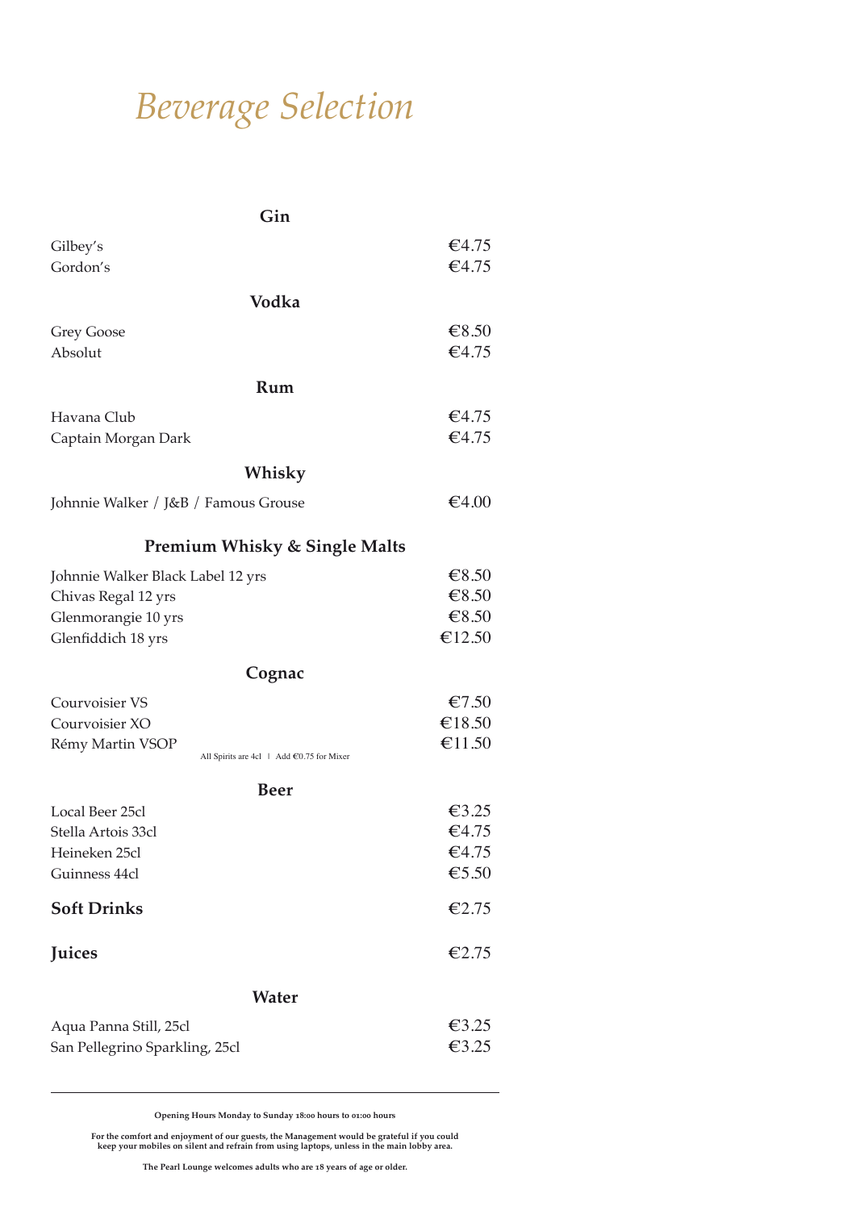# *Beverage Selection*

## Gin

| | |
|---|---|
| Gilbey's | €4.75 |
| Gordon's | €4.75 |

## Vodka

| | |
|---|---|
| Grey Goose | €8.50 |
| Absolut | €4.75 |

## Rum

| | |
|---|---|
| Havana Club | €4.75 |
| Captain Morgan Dark | €4.75 |

## Whisky

| | |
|---|---|
| Johnnie Walker / J&B / Famous Grouse | €4.00 |

## Premium Whisky & Single Malts

| | |
|---|---|
| Johnnie Walker Black Label 12 yrs | €8.50 |
| Chivas Regal 12 yrs | €8.50 |
| Glenmorangie 10 yrs | €8.50 |
| Glenfiddich 18 yrs | €12.50 |

## Cognac

| | |
|---|---|
| Courvoisier VS | €7.50 |
| Courvoisier XO | €18.50 |
| Rémy Martin VSOP | €11.50 |

All Spirits are 4cl | Add €0.75 for Mixer

## Beer

| | |
|---|---|
| Local Beer 25cl | €3.25 |
| Stella Artois 33cl | €4.75 |
| Heineken 25cl | €4.75 |
| Guinness 44cl | €5.50 |

## Soft Drinks €2.75

## Juices €2.75

## Water

| | |
|---|---|
| Aqua Panna Still, 25cl | €3.25 |
| San Pellegrino Sparkling, 25cl | €3.25 |

---

**Opening Hours Monday to Sunday 18:00 hours to 01:00 hours**

**For the comfort and enjoyment of our guests, the Management would be grateful if you could keep your mobiles on silent and refrain from using laptops, unless in the main lobby area.**

**The Pearl Lounge welcomes adults who are 18 years of age or older.**